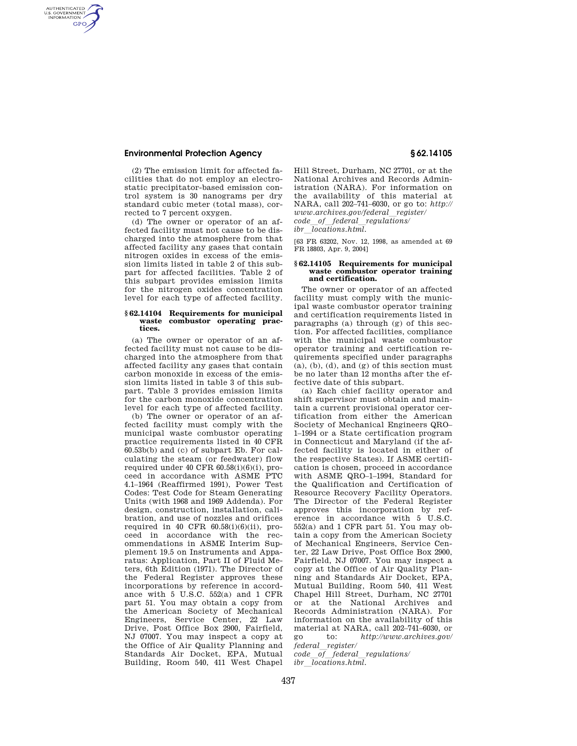(2) The emission limit for affected facilities that do not employ an electrostatic precipitator-based emission control system is 30 nanograms per dry standard cubic meter (total mass), corrected to 7 percent oxygen.

(d) The owner or operator of an affected facility must not cause to be discharged into the atmosphere from that affected facility any gases that contain nitrogen oxides in excess of the emission limits listed in table 2 of this subpart for affected facilities. Table 2 of this subpart provides emission limits for the nitrogen oxides concentration level for each type of affected facility.

### § 62.14104 Requirements for municipal waste combustor operating practices.

(a) The owner or operator of an affected facility must not cause to be discharged into the atmosphere from that affected facility any gases that contain carbon monoxide in excess of the emission limits listed in table 3 of this subpart. Table 3 provides emission limits for the carbon monoxide concentration level for each type of affected facility.

(b) The owner or operator of an affected facility must comply with the municipal waste combustor operating practice requirements listed in 40 CFR 60.53b(b) and (c) of subpart Eb. For calculating the steam (or feedwater) flow required under 40 CFR 60.58(i)(6)(i), proceed in accordance with ASME PTC 4.1–1964 (Reaffirmed 1991), Power Test Codes: Test Code for Steam Generating Units (with 1968 and 1969 Addenda). For design, construction, installation, calibration, and use of nozzles and orifices required in 40 CFR 60.58(i)(6)(ii), proceed in accordance with the recommendations in ASME Interim Supplement 19.5 on Instruments and Apparatus: Application, Part II of Fluid Meters, 6th Edition (1971). The Director of the Federal Register approves these incorporations by reference in accordance with 5 U.S.C. 552(a) and 1 CFR part 51. You may obtain a copy from the American Society of Mechanical Engineers, Service Center, 22 Law Drive, Post Office Box 2900, Fairfield, NJ 07007. You may inspect a copy at the Office of Air Quality Planning and Standards Air Docket, EPA, Mutual Building, Room 540, 411 West Chapel Hill Street, Durham, NC 27701, or at the National Archives and Records Administration (NARA). For information on the availability of this material at NARA, call 202–741–6030, or go to: *http://www.archives.gov/federal_register/code_of_federal_regulations/ibr_locations.html.*

[63 FR 63202, Nov. 12, 1998, as amended at 69 FR 18803, Apr. 9, 2004]

### § 62.14105 Requirements for municipal waste combustor operator training and certification.

The owner or operator of an affected facility must comply with the municipal waste combustor operator training and certification requirements listed in paragraphs (a) through (g) of this section. For affected facilities, compliance with the municipal waste combustor operator training and certification requirements specified under paragraphs (a), (b), (d), and (g) of this section must be no later than 12 months after the effective date of this subpart.

(a) Each chief facility operator and shift supervisor must obtain and maintain a current provisional operator certification from either the American Society of Mechanical Engineers QRO–1–1994 or a State certification program in Connecticut and Maryland (if the affected facility is located in either of the respective States). If ASME certification is chosen, proceed in accordance with ASME QRO–1–1994, Standard for the Qualification and Certification of Resource Recovery Facility Operators. The Director of the Federal Register approves this incorporation by reference in accordance with 5 U.S.C. 552(a) and 1 CFR part 51. You may obtain a copy from the American Society of Mechanical Engineers, Service Center, 22 Law Drive, Post Office Box 2900, Fairfield, NJ 07007. You may inspect a copy at the Office of Air Quality Planning and Standards Air Docket, EPA, Mutual Building, Room 540, 411 West Chapel Hill Street, Durham, NC 27701 or at the National Archives and Records Administration (NARA). For information on the availability of this material at NARA, call 202–741–6030, or go to: *http://www.archives.gov/federal_register/code_of_federal_regulations/ibr_locations.html.*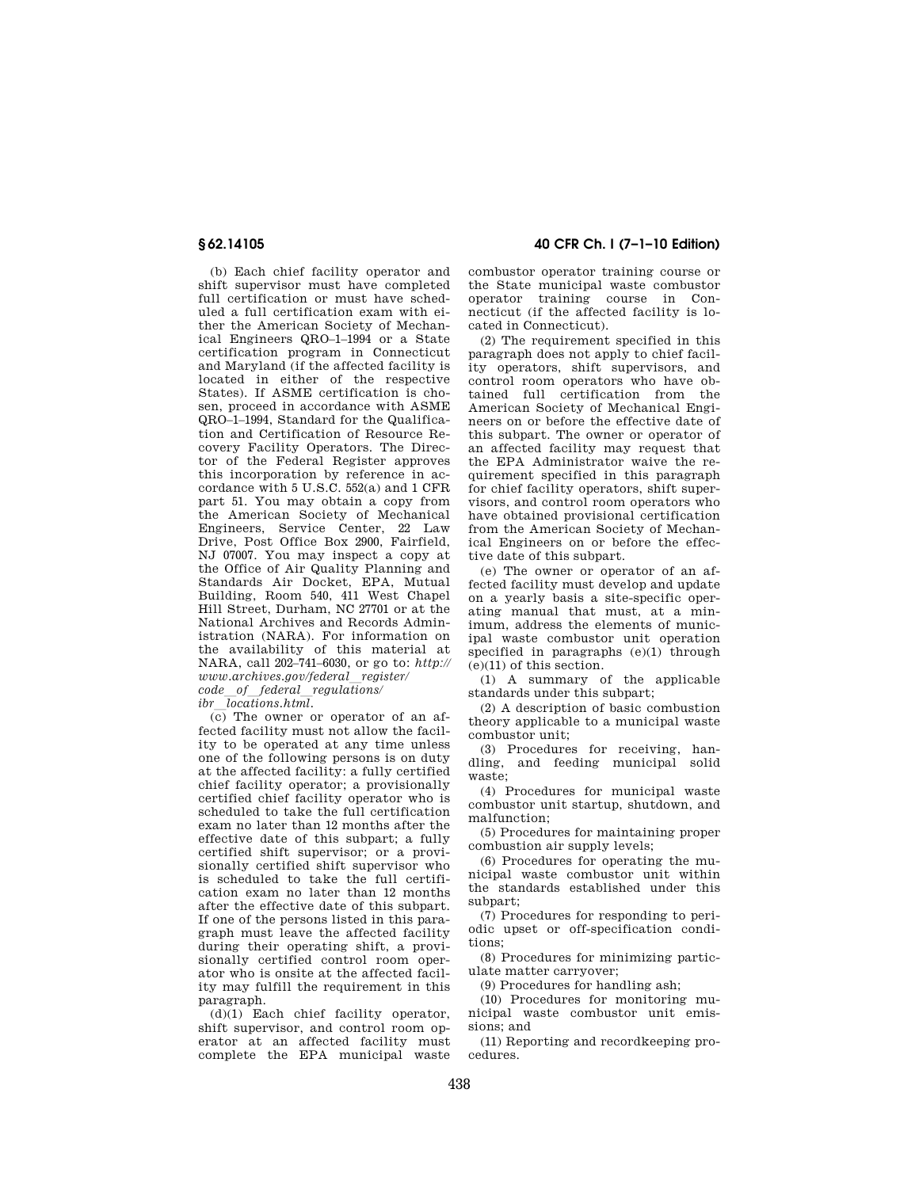(b) Each chief facility operator and shift supervisor must have completed full certification or must have scheduled a full certification exam with either the American Society of Mechanical Engineers QRO–1–1994 or a State certification program in Connecticut and Maryland (if the affected facility is located in either of the respective States). If ASME certification is chosen, proceed in accordance with ASME QRO–1–1994, Standard for the Qualification and Certification of Resource Recovery Facility Operators. The Director of the Federal Register approves this incorporation by reference in accordance with 5 U.S.C. 552(a) and 1 CFR part 51. You may obtain a copy from the American Society of Mechanical Engineers, Service Center, 22 Law Drive, Post Office Box 2900, Fairfield, NJ 07007. You may inspect a copy at the Office of Air Quality Planning and Standards Air Docket, EPA, Mutual Building, Room 540, 411 West Chapel Hill Street, Durham, NC 27701 or at the National Archives and Records Administration (NARA). For information on the availability of this material at NARA, call 202–741–6030, or go to: *http://www.archives.gov/federal_register/code_of_federal_regulations/ibr_locations.html*.

(c) The owner or operator of an affected facility must not allow the facility to be operated at any time unless one of the following persons is on duty at the affected facility: a fully certified chief facility operator; a provisionally certified chief facility operator who is scheduled to take the full certification exam no later than 12 months after the effective date of this subpart; a fully certified shift supervisor; or a provisionally certified shift supervisor who is scheduled to take the full certification exam no later than 12 months after the effective date of this subpart. If one of the persons listed in this paragraph must leave the affected facility during their operating shift, a provisionally certified control room operator who is onsite at the affected facility may fulfill the requirement in this paragraph.

(d)(1) Each chief facility operator, shift supervisor, and control room operator at an affected facility must complete the EPA municipal waste combustor operator training course or the State municipal waste combustor operator training course in Connecticut (if the affected facility is located in Connecticut).

(2) The requirement specified in this paragraph does not apply to chief facility operators, shift supervisors, and control room operators who have obtained full certification from the American Society of Mechanical Engineers on or before the effective date of this subpart. The owner or operator of an affected facility may request that the EPA Administrator waive the requirement specified in this paragraph for chief facility operators, shift supervisors, and control room operators who have obtained provisional certification from the American Society of Mechanical Engineers on or before the effective date of this subpart.

(e) The owner or operator of an affected facility must develop and update on a yearly basis a site-specific operating manual that must, at a minimum, address the elements of municipal waste combustor unit operation specified in paragraphs (e)(1) through (e)(11) of this section.

(1) A summary of the applicable standards under this subpart;

(2) A description of basic combustion theory applicable to a municipal waste combustor unit;

(3) Procedures for receiving, handling, and feeding municipal solid waste;

(4) Procedures for municipal waste combustor unit startup, shutdown, and malfunction;

(5) Procedures for maintaining proper combustion air supply levels;

(6) Procedures for operating the municipal waste combustor unit within the standards established under this subpart;

(7) Procedures for responding to periodic upset or off-specification conditions;

(8) Procedures for minimizing particulate matter carryover;

(9) Procedures for handling ash;

(10) Procedures for monitoring municipal waste combustor unit emissions; and

(11) Reporting and recordkeeping procedures.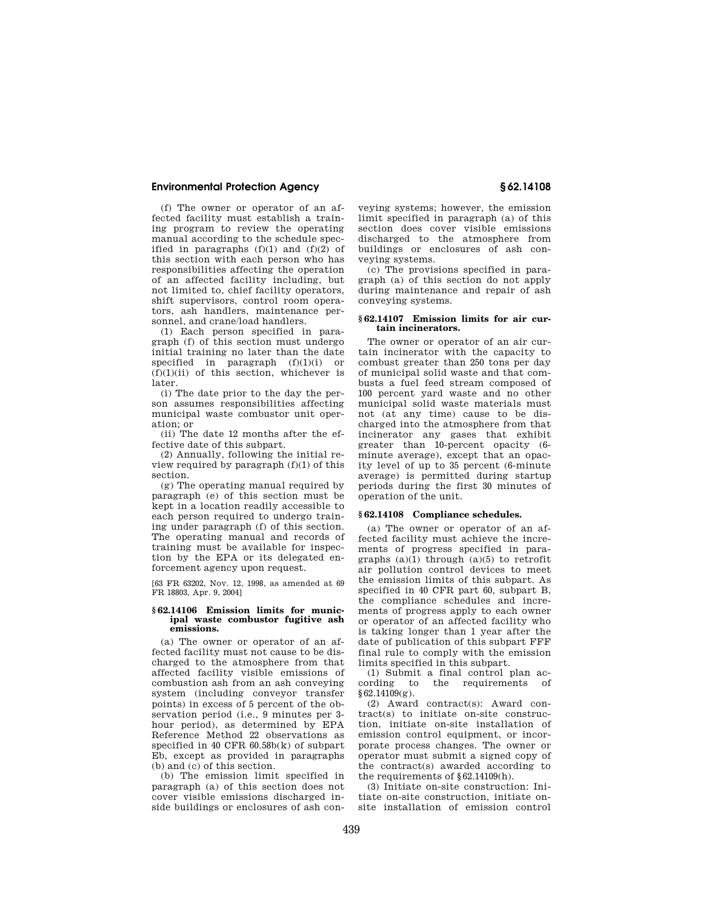(f) The owner or operator of an affected facility must establish a training program to review the operating manual according to the schedule specified in paragraphs (f)(1) and (f)(2) of this section with each person who has responsibilities affecting the operation of an affected facility including, but not limited to, chief facility operators, shift supervisors, control room operators, ash handlers, maintenance personnel, and crane/load handlers.

(1) Each person specified in paragraph (f) of this section must undergo initial training no later than the date specified in paragraph (f)(1)(i) or (f)(1)(ii) of this section, whichever is later.

(i) The date prior to the day the person assumes responsibilities affecting municipal waste combustor unit operation; or

(ii) The date 12 months after the effective date of this subpart.

(2) Annually, following the initial review required by paragraph (f)(1) of this section.

(g) The operating manual required by paragraph (e) of this section must be kept in a location readily accessible to each person required to undergo training under paragraph (f) of this section. The operating manual and records of training must be available for inspection by the EPA or its delegated enforcement agency upon request.

[63 FR 63202, Nov. 12, 1998, as amended at 69 FR 18803, Apr. 9, 2004]

### § 62.14106 Emission limits for municipal waste combustor fugitive ash emissions.

(a) The owner or operator of an affected facility must not cause to be discharged to the atmosphere from that affected facility visible emissions of combustion ash from an ash conveying system (including conveyor transfer points) in excess of 5 percent of the observation period (i.e., 9 minutes per 3-hour period), as determined by EPA Reference Method 22 observations as specified in 40 CFR 60.58b(k) of subpart Eb, except as provided in paragraphs (b) and (c) of this section.

(b) The emission limit specified in paragraph (a) of this section does not cover visible emissions discharged inside buildings or enclosures of ash conveying systems; however, the emission limit specified in paragraph (a) of this section does cover visible emissions discharged to the atmosphere from buildings or enclosures of ash conveying systems.

(c) The provisions specified in paragraph (a) of this section do not apply during maintenance and repair of ash conveying systems.

### § 62.14107 Emission limits for air curtain incinerators.

The owner or operator of an air curtain incinerator with the capacity to combust greater than 250 tons per day of municipal solid waste and that combusts a fuel feed stream composed of 100 percent yard waste and no other municipal solid waste materials must not (at any time) cause to be discharged into the atmosphere from that incinerator any gases that exhibit greater than 10-percent opacity (6-minute average), except that an opacity level of up to 35 percent (6-minute average) is permitted during startup periods during the first 30 minutes of operation of the unit.

### § 62.14108 Compliance schedules.

(a) The owner or operator of an affected facility must achieve the increments of progress specified in paragraphs (a)(1) through (a)(5) to retrofit air pollution control devices to meet the emission limits of this subpart. As specified in 40 CFR part 60, subpart B, the compliance schedules and increments of progress apply to each owner or operator of an affected facility who is taking longer than 1 year after the date of publication of this subpart FFF final rule to comply with the emission limits specified in this subpart.

(1) Submit a final control plan according to the requirements of §62.14109(g).

(2) Award contract(s): Award contract(s) to initiate on-site construction, initiate on-site installation of emission control equipment, or incorporate process changes. The owner or operator must submit a signed copy of the contract(s) awarded according to the requirements of §62.14109(h).

(3) Initiate on-site construction: Initiate on-site construction, initiate on-site installation of emission control